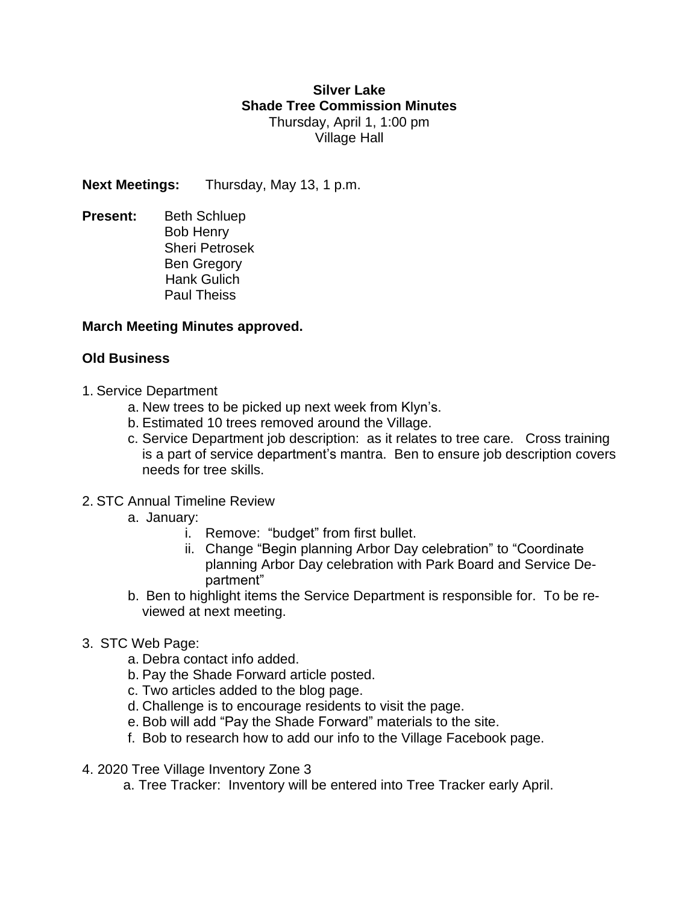**Silver Lake**
**Shade Tree Commission Minutes**
Thursday, April 1, 1:00 pm
Village Hall

**Next Meetings:** Thursday, May 13, 1 p.m.

**Present:** Beth Schluep
Bob Henry
Sheri Petrosek
Ben Gregory
Hank Gulich
Paul Theiss

**March Meeting Minutes approved.**

**Old Business**

1. Service Department
   a. New trees to be picked up next week from Klyn's.
   b. Estimated 10 trees removed around the Village.
   c. Service Department job description: as it relates to tree care. Cross training is a part of service department's mantra. Ben to ensure job description covers needs for tree skills.

2. STC Annual Timeline Review
   a. January:
      i. Remove: "budget" from first bullet.
      ii. Change "Begin planning Arbor Day celebration" to "Coordinate planning Arbor Day celebration with Park Board and Service Department"
   b. Ben to highlight items the Service Department is responsible for. To be reviewed at next meeting.

3. STC Web Page:
   a. Debra contact info added.
   b. Pay the Shade Forward article posted.
   c. Two articles added to the blog page.
   d. Challenge is to encourage residents to visit the page.
   e. Bob will add "Pay the Shade Forward" materials to the site.
   f. Bob to research how to add our info to the Village Facebook page.

4. 2020 Tree Village Inventory Zone 3
   a. Tree Tracker: Inventory will be entered into Tree Tracker early April.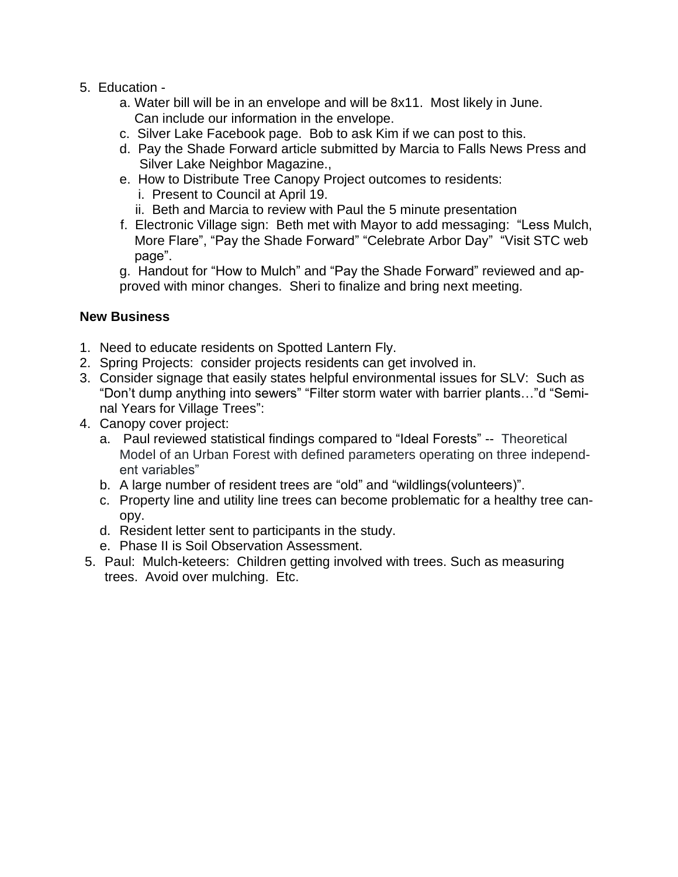5. Education -
    a. Water bill will be in an envelope and will be 8x11. Most likely in June. Can include our information in the envelope.
    c. Silver Lake Facebook page. Bob to ask Kim if we can post to this.
    d. Pay the Shade Forward article submitted by Marcia to Falls News Press and Silver Lake Neighbor Magazine.,
    e. How to Distribute Tree Canopy Project outcomes to residents:
        i. Present to Council at April 19.
        ii. Beth and Marcia to review with Paul the 5 minute presentation
    f. Electronic Village sign: Beth met with Mayor to add messaging: "Less Mulch, More Flare", "Pay the Shade Forward" "Celebrate Arbor Day" "Visit STC web page".

    g. Handout for "How to Mulch" and "Pay the Shade Forward" reviewed and approved with minor changes. Sheri to finalize and bring next meeting.

**New Business**

1. Need to educate residents on Spotted Lantern Fly.
2. Spring Projects: consider projects residents can get involved in.
3. Consider signage that easily states helpful environmental issues for SLV: Such as "Don't dump anything into sewers" "Filter storm water with barrier plants…"d "Seminal Years for Village Trees":
4. Canopy cover project:
    a. Paul reviewed statistical findings compared to "Ideal Forests" -- Theoretical Model of an Urban Forest with defined parameters operating on three independent variables"
    b. A large number of resident trees are "old" and "wildlings(volunteers)".
    c. Property line and utility line trees can become problematic for a healthy tree canopy.
    d. Resident letter sent to participants in the study.
    e. Phase II is Soil Observation Assessment.
5. Paul: Mulch-keteers: Children getting involved with trees. Such as measuring trees. Avoid over mulching. Etc.